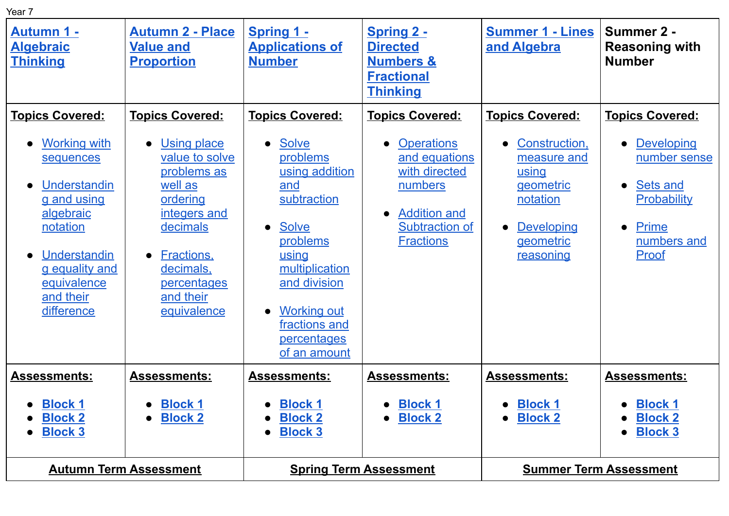Year 7

| Autumn 1 - Algebraic Thinking | Autumn 2 - Place Value and Proportion | Spring 1 - Applications of Number | Spring 2 - Directed Numbers & Fractional Thinking | Summer 1 - Lines and Algebra | Summer 2 - Reasoning with Number |
|---|---|---|---|---|---|
| **Topics Covered:**<br>• Working with sequences<br>• Understanding and using algebraic notation<br>• Understanding equality and equivalence and their difference | **Topics Covered:**<br>• Using place value to solve problems as well as ordering integers and decimals<br>• Fractions, decimals, percentages and their equivalence | **Topics Covered:**<br>• Solve problems using addition and subtraction<br>• Solve problems using multiplication and division<br>• Working out fractions and percentages of an amount | **Topics Covered:**<br>• Operations and equations with directed numbers<br>• Addition and Subtraction of Fractions | **Topics Covered:**<br>• Construction, measure and using geometric notation<br>• Developing geometric reasoning | **Topics Covered:**<br>• Developing number sense<br>• Sets and Probability<br>• Prime numbers and Proof |
| **Assessments:**<br>• Block 1<br>• Block 2<br>• Block 3 | **Assessments:**<br>• Block 1<br>• Block 2 | **Assessments:**<br>• Block 1<br>• Block 2<br>• Block 3 | **Assessments:**<br>• Block 1<br>• Block 2 | **Assessments:**<br>• Block 1<br>• Block 2 | **Assessments:**<br>• Block 1<br>• Block 2<br>• Block 3 |
| **Autumn Term Assessment** | | **Spring Term Assessment** | | **Summer Term Assessment** | |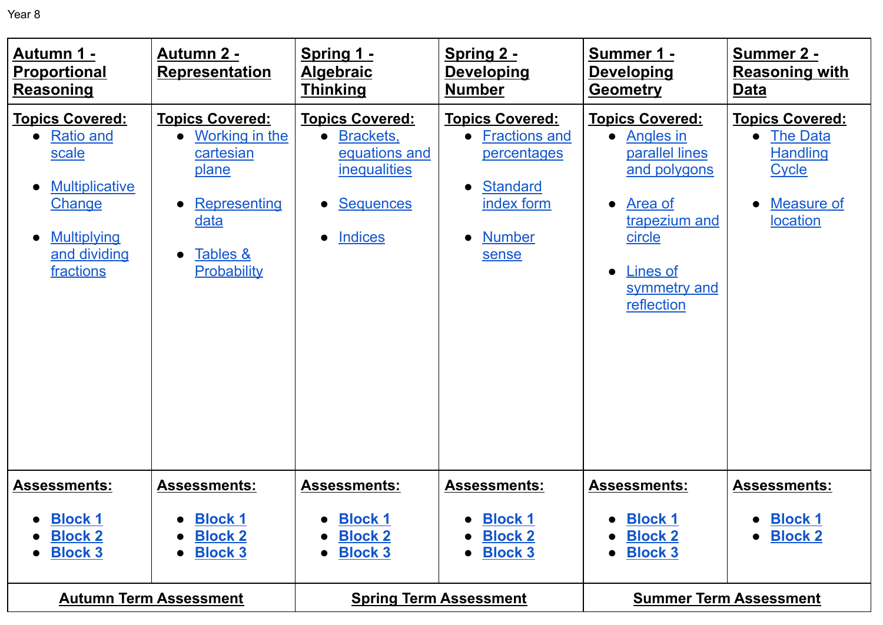Year 8

| **Autumn 1 - Proportional Reasoning** | **Autumn 2 - Representation** | **Spring 1 - Algebraic Thinking** | **Spring 2 - Developing Number** | **Summer 1 - Developing Geometry** | **Summer 2 - Reasoning with Data** |
|---|---|---|---|---|---|
| **Topics Covered:**<br>• Ratio and scale<br>• Multiplicative Change<br>• Multiplying and dividing fractions | **Topics Covered:**<br>• Working in the cartesian plane<br>• Representing data<br>• Tables & Probability | **Topics Covered:**<br>• Brackets, equations and inequalities<br>• Sequences<br>• Indices | **Topics Covered:**<br>• Fractions and percentages<br>• Standard index form<br>• Number sense | **Topics Covered:**<br>• Angles in parallel lines and polygons<br>• Area of trapezium and circle<br>• Lines of symmetry and reflection | **Topics Covered:**<br>• The Data Handling Cycle<br>• Measure of location |
| **Assessments:**<br>• **Block 1**<br>• **Block 2**<br>• **Block 3** | **Assessments:**<br>• **Block 1**<br>• **Block 2**<br>• **Block 3** | **Assessments:**<br>• **Block 1**<br>• **Block 2**<br>• **Block 3** | **Assessments:**<br>• **Block 1**<br>• **Block 2**<br>• **Block 3** | **Assessments:**<br>• **Block 1**<br>• **Block 2**<br>• **Block 3** | **Assessments:**<br>• **Block 1**<br>• **Block 2** |
| **Autumn Term Assessment** | | **Spring Term Assessment** | | **Summer Term Assessment** | |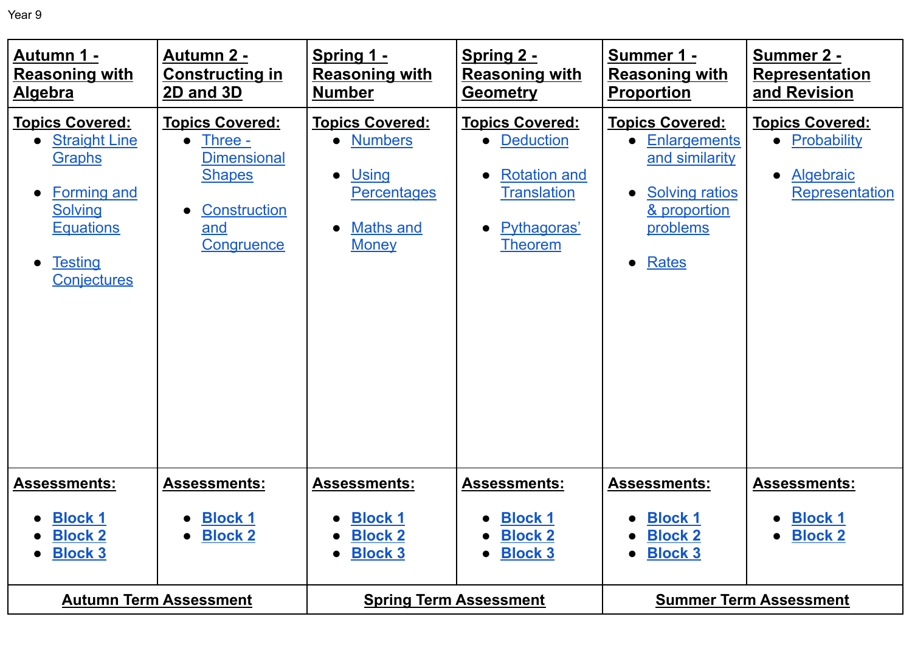Year 9

| Autumn 1 - Reasoning with Algebra | Autumn 2 - Constructing in 2D and 3D | Spring 1 - Reasoning with Number | Spring 2 - Reasoning with Geometry | Summer 1 - Reasoning with Proportion | Summer 2 - Representation and Revision |
|---|---|---|---|---|---|
| **Topics Covered:**<br>• Straight Line Graphs<br>• Forming and Solving Equations<br>• Testing Conjectures | **Topics Covered:**<br>• Three - Dimensional Shapes<br>• Construction and Congruence | **Topics Covered:**<br>• Numbers<br>• Using Percentages<br>• Maths and Money | **Topics Covered:**<br>• Deduction<br>• Rotation and Translation<br>• Pythagoras' Theorem | **Topics Covered:**<br>• Enlargements and similarity<br>• Solving ratios & proportion problems<br>• Rates | **Topics Covered:**<br>• Probability<br>• Algebraic Representation |
| **Assessments:**<br>• Block 1<br>• Block 2<br>• Block 3 | **Assessments:**<br>• Block 1<br>• Block 2 | **Assessments:**<br>• Block 1<br>• Block 2<br>• Block 3 | **Assessments:**<br>• Block 1<br>• Block 2<br>• Block 3 | **Assessments:**<br>• Block 1<br>• Block 2<br>• Block 3 | **Assessments:**<br>• Block 1<br>• Block 2 |
| **Autumn Term Assessment** | | **Spring Term Assessment** | | **Summer Term Assessment** | |